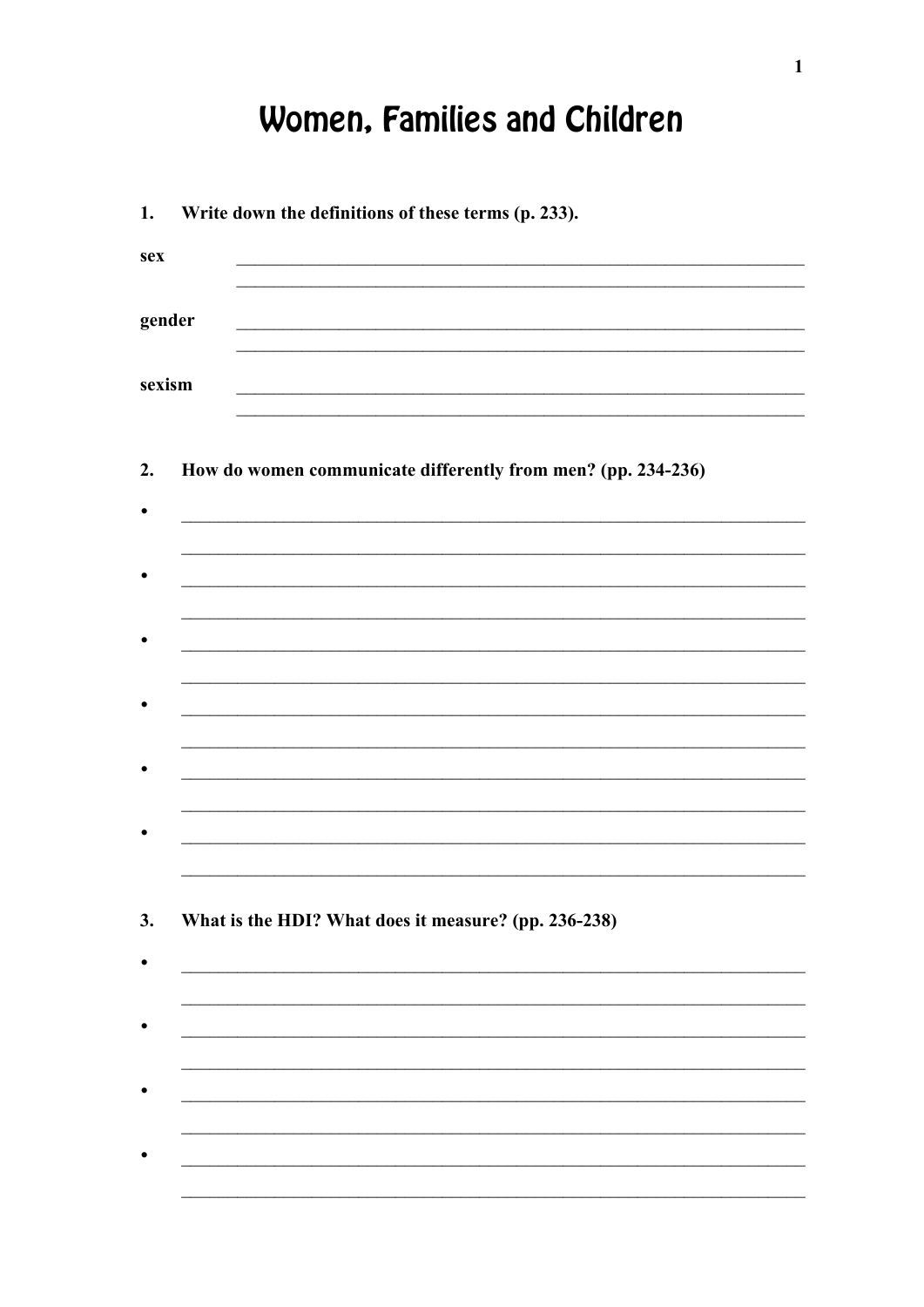# Women, Families and Children

**1. Write down the definitions of these terms (p. 233).**

**sex** ________________________________________________________________

________________________________________________________________

**gender** ________________________________________________________________

________________________________________________________________

**sexism** ________________________________________________________________

________________________________________________________________

**2. How do women communicate differently from men? (pp. 234-236)**

- ________________________________________________________________

  ________________________________________________________________

- ________________________________________________________________

  ________________________________________________________________

- ________________________________________________________________

  ________________________________________________________________

- ________________________________________________________________

  ________________________________________________________________

- ________________________________________________________________

  ________________________________________________________________

- ________________________________________________________________

  ________________________________________________________________

**3. What is the HDI? What does it measure? (pp. 236-238)**

- ________________________________________________________________

  ________________________________________________________________

- ________________________________________________________________

  ________________________________________________________________

- ________________________________________________________________

  ________________________________________________________________

- ________________________________________________________________

  ________________________________________________________________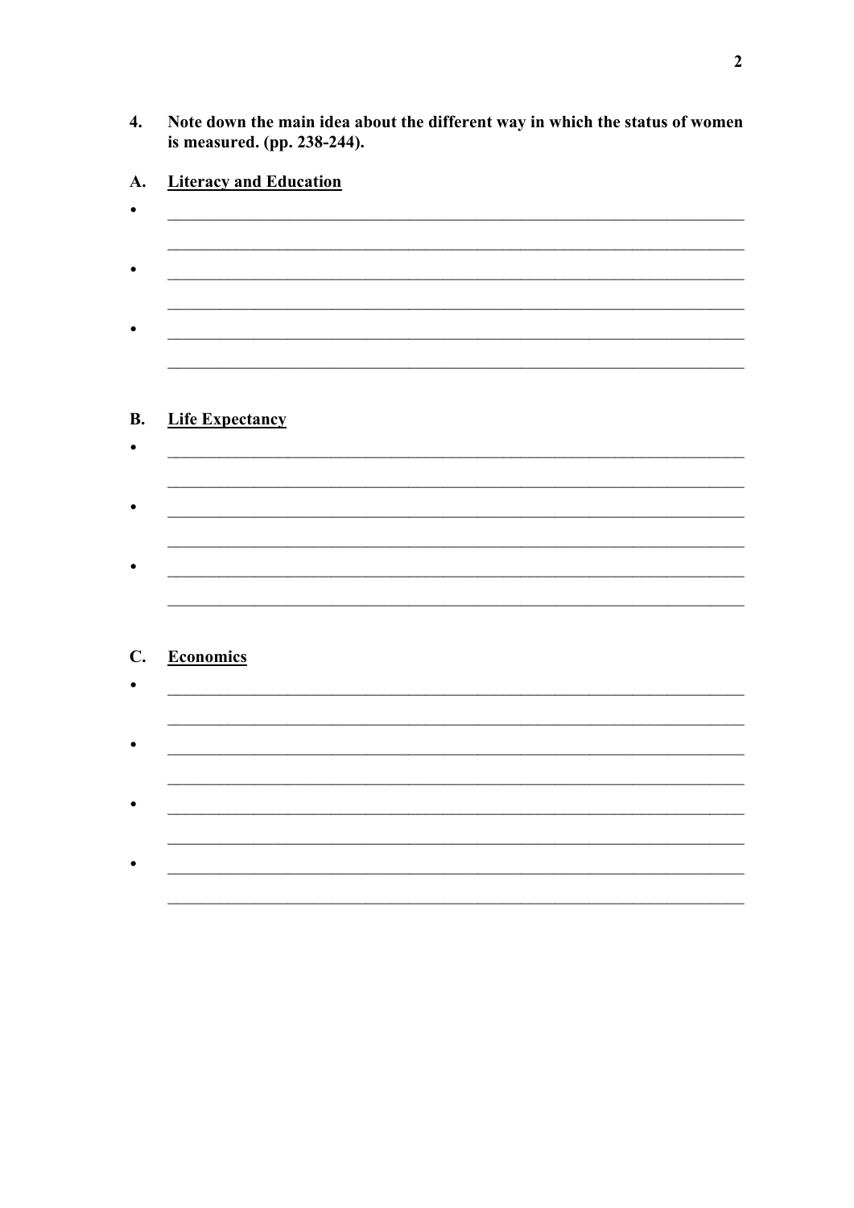4. **Note down the main idea about the different way in which the status of women is measured. (pp. 238-244).**

**A. <u>Literacy and Education</u>**

- ______________________________________________________________________
  ______________________________________________________________________
- ______________________________________________________________________
  ______________________________________________________________________
- ______________________________________________________________________
  ______________________________________________________________________

**B. <u>Life Expectancy</u>**

- ______________________________________________________________________
  ______________________________________________________________________
- ______________________________________________________________________
  ______________________________________________________________________
- ______________________________________________________________________
  ______________________________________________________________________

**C. <u>Economics</u>**

- ______________________________________________________________________
  ______________________________________________________________________
- ______________________________________________________________________
  ______________________________________________________________________
- ______________________________________________________________________
  ______________________________________________________________________
- ______________________________________________________________________
  ______________________________________________________________________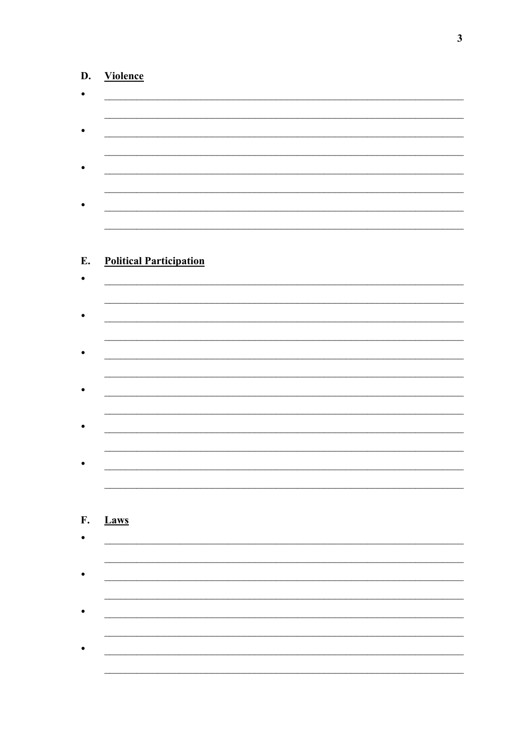## D. Violence

- ____________________________________________________________
  ____________________________________________________________
- ____________________________________________________________
  ____________________________________________________________
- ____________________________________________________________
  ____________________________________________________________
- ____________________________________________________________
  ____________________________________________________________

## E. Political Participation

- ____________________________________________________________
  ____________________________________________________________
- ____________________________________________________________
  ____________________________________________________________
- ____________________________________________________________
  ____________________________________________________________
- ____________________________________________________________
  ____________________________________________________________
- ____________________________________________________________
  ____________________________________________________________
- ____________________________________________________________
  ____________________________________________________________

## F. Laws

- ____________________________________________________________
  ____________________________________________________________
- ____________________________________________________________
  ____________________________________________________________
- ____________________________________________________________
  ____________________________________________________________
- ____________________________________________________________
  ____________________________________________________________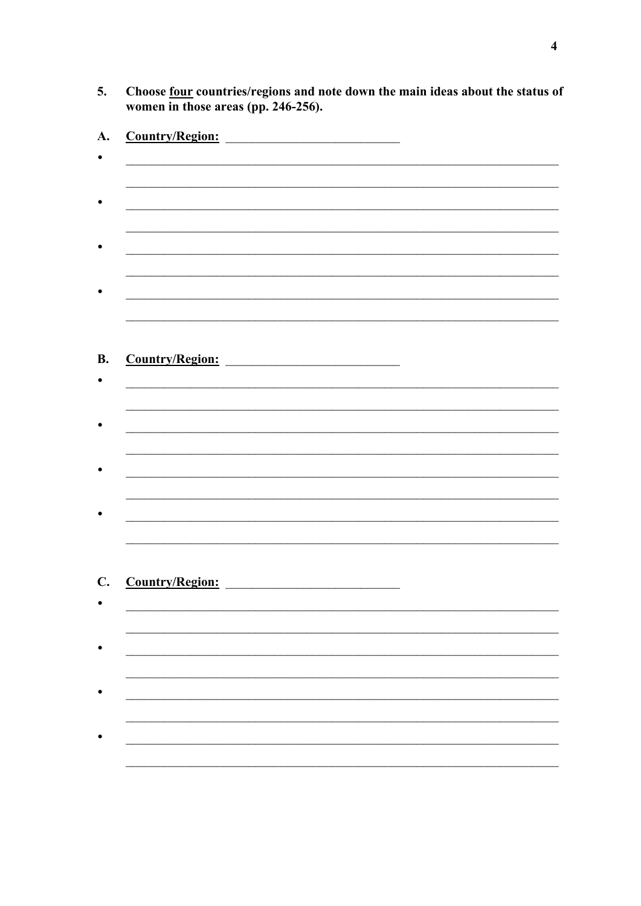5. **Choose <u>four</u> countries/regions and note down the main ideas about the status of women in those areas (pp. 246-256).**

**A. <u>Country/Region:</u>** ___________________________

- ______________________________________________________________________

  ______________________________________________________________________
- ______________________________________________________________________

  ______________________________________________________________________
- ______________________________________________________________________

  ______________________________________________________________________
- ______________________________________________________________________

  ______________________________________________________________________

**B. <u>Country/Region:</u>** ___________________________

- ______________________________________________________________________

  ______________________________________________________________________
- ______________________________________________________________________

  ______________________________________________________________________
- ______________________________________________________________________

  ______________________________________________________________________
- ______________________________________________________________________

  ______________________________________________________________________

**C. <u>Country/Region:</u>** ___________________________

- ______________________________________________________________________

  ______________________________________________________________________
- ______________________________________________________________________

  ______________________________________________________________________
- ______________________________________________________________________

  ______________________________________________________________________
- ______________________________________________________________________

  ______________________________________________________________________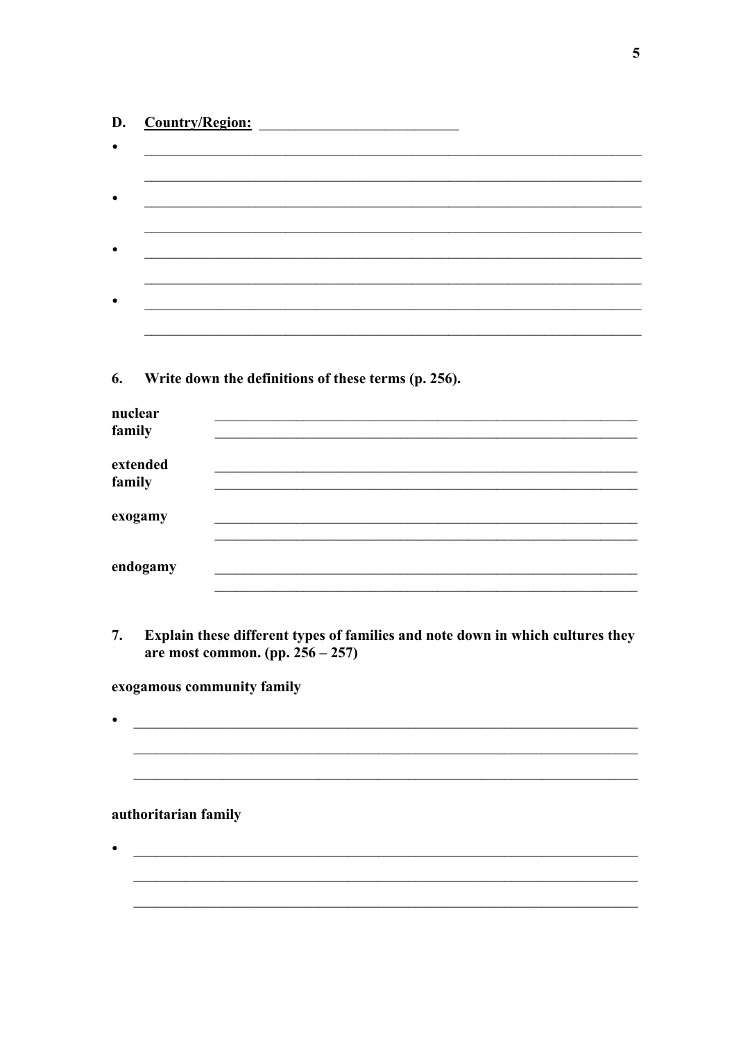**D. Country/Region:** ____________________________

- ______________________________________________________________________
  ______________________________________________________________________
- ______________________________________________________________________
  ______________________________________________________________________
- ______________________________________________________________________
  ______________________________________________________________________
- ______________________________________________________________________
  ______________________________________________________________________

**6. Write down the definitions of these terms (p. 256).**

**nuclear family** ______________________________________________________________
______________________________________________________________

**extended family** ______________________________________________________________
______________________________________________________________

**exogamy** ______________________________________________________________
______________________________________________________________

**endogamy** ______________________________________________________________
______________________________________________________________

**7. Explain these different types of families and note down in which cultures they are most common. (pp. 256 – 257)**

**exogamous community family**

- ______________________________________________________________________
  ______________________________________________________________________
  ______________________________________________________________________

**authoritarian family**

- ______________________________________________________________________
  ______________________________________________________________________
  ______________________________________________________________________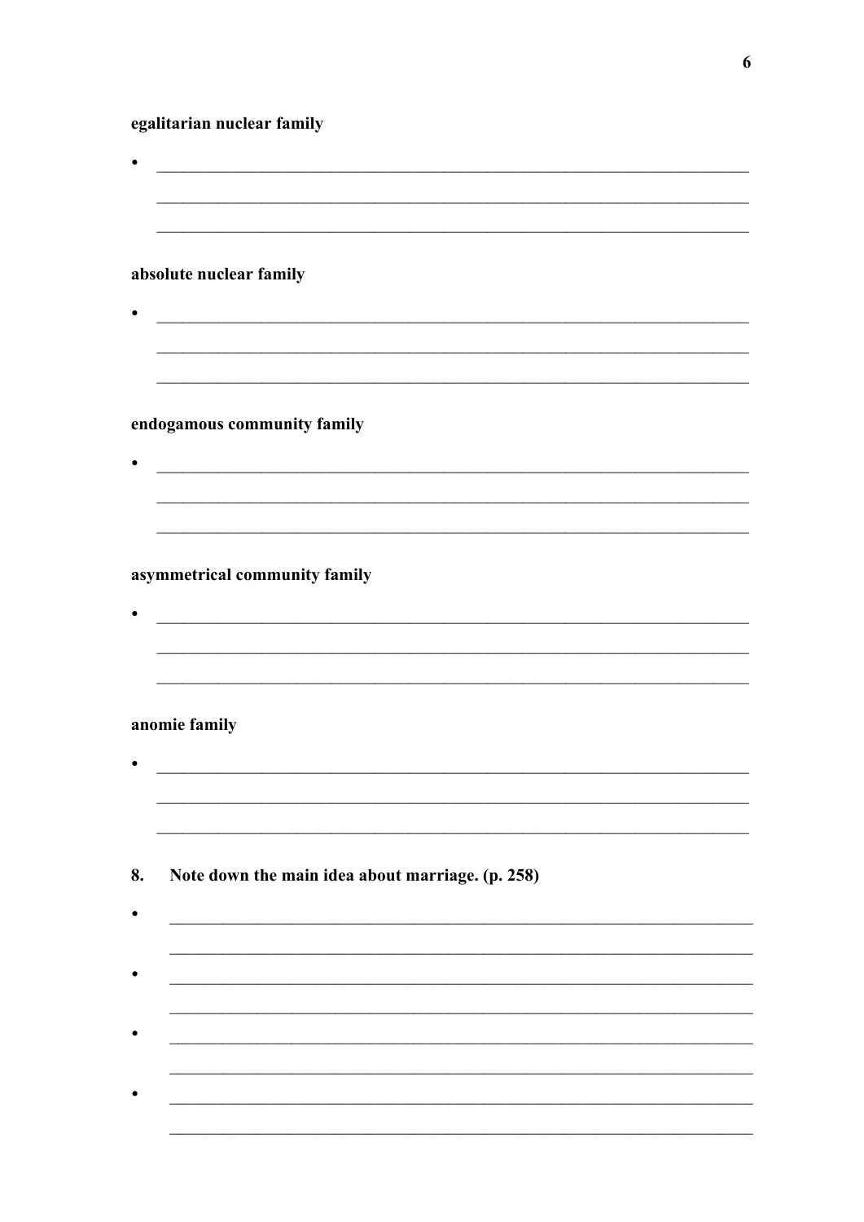**egalitarian nuclear family**

- ______________________________________________________________________

  ______________________________________________________________________

  ______________________________________________________________________

**absolute nuclear family**

- ______________________________________________________________________

  ______________________________________________________________________

  ______________________________________________________________________

**endogamous community family**

- ______________________________________________________________________

  ______________________________________________________________________

  ______________________________________________________________________

**asymmetrical community family**

- ______________________________________________________________________

  ______________________________________________________________________

  ______________________________________________________________________

**anomie family**

- ______________________________________________________________________

  ______________________________________________________________________

  ______________________________________________________________________

**8. Note down the main idea about marriage. (p. 258)**

- ______________________________________________________________________

  ______________________________________________________________________

- ______________________________________________________________________

  ______________________________________________________________________

- ______________________________________________________________________

  ______________________________________________________________________

- ______________________________________________________________________

  ______________________________________________________________________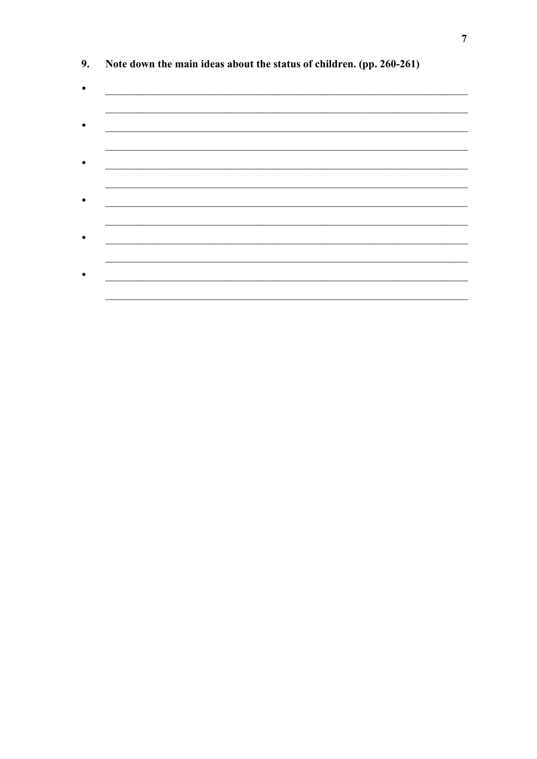**9. Note down the main ideas about the status of children. (pp. 260-261)**

- \_\_\_\_\_\_\_\_\_\_\_\_\_\_\_\_\_\_\_\_\_\_\_\_\_\_\_\_\_\_\_\_\_\_\_\_\_\_\_\_\_\_\_\_\_\_\_\_\_\_\_\_\_\_\_\_\_\_\_\_\_\_\_\_
  \_\_\_\_\_\_\_\_\_\_\_\_\_\_\_\_\_\_\_\_\_\_\_\_\_\_\_\_\_\_\_\_\_\_\_\_\_\_\_\_\_\_\_\_\_\_\_\_\_\_\_\_\_\_\_\_\_\_\_\_\_\_\_\_
- \_\_\_\_\_\_\_\_\_\_\_\_\_\_\_\_\_\_\_\_\_\_\_\_\_\_\_\_\_\_\_\_\_\_\_\_\_\_\_\_\_\_\_\_\_\_\_\_\_\_\_\_\_\_\_\_\_\_\_\_\_\_\_\_
  \_\_\_\_\_\_\_\_\_\_\_\_\_\_\_\_\_\_\_\_\_\_\_\_\_\_\_\_\_\_\_\_\_\_\_\_\_\_\_\_\_\_\_\_\_\_\_\_\_\_\_\_\_\_\_\_\_\_\_\_\_\_\_\_
- \_\_\_\_\_\_\_\_\_\_\_\_\_\_\_\_\_\_\_\_\_\_\_\_\_\_\_\_\_\_\_\_\_\_\_\_\_\_\_\_\_\_\_\_\_\_\_\_\_\_\_\_\_\_\_\_\_\_\_\_\_\_\_\_
  \_\_\_\_\_\_\_\_\_\_\_\_\_\_\_\_\_\_\_\_\_\_\_\_\_\_\_\_\_\_\_\_\_\_\_\_\_\_\_\_\_\_\_\_\_\_\_\_\_\_\_\_\_\_\_\_\_\_\_\_\_\_\_\_
- \_\_\_\_\_\_\_\_\_\_\_\_\_\_\_\_\_\_\_\_\_\_\_\_\_\_\_\_\_\_\_\_\_\_\_\_\_\_\_\_\_\_\_\_\_\_\_\_\_\_\_\_\_\_\_\_\_\_\_\_\_\_\_\_
  \_\_\_\_\_\_\_\_\_\_\_\_\_\_\_\_\_\_\_\_\_\_\_\_\_\_\_\_\_\_\_\_\_\_\_\_\_\_\_\_\_\_\_\_\_\_\_\_\_\_\_\_\_\_\_\_\_\_\_\_\_\_\_\_
- \_\_\_\_\_\_\_\_\_\_\_\_\_\_\_\_\_\_\_\_\_\_\_\_\_\_\_\_\_\_\_\_\_\_\_\_\_\_\_\_\_\_\_\_\_\_\_\_\_\_\_\_\_\_\_\_\_\_\_\_\_\_\_\_
  \_\_\_\_\_\_\_\_\_\_\_\_\_\_\_\_\_\_\_\_\_\_\_\_\_\_\_\_\_\_\_\_\_\_\_\_\_\_\_\_\_\_\_\_\_\_\_\_\_\_\_\_\_\_\_\_\_\_\_\_\_\_\_\_
- \_\_\_\_\_\_\_\_\_\_\_\_\_\_\_\_\_\_\_\_\_\_\_\_\_\_\_\_\_\_\_\_\_\_\_\_\_\_\_\_\_\_\_\_\_\_\_\_\_\_\_\_\_\_\_\_\_\_\_\_\_\_\_\_
  \_\_\_\_\_\_\_\_\_\_\_\_\_\_\_\_\_\_\_\_\_\_\_\_\_\_\_\_\_\_\_\_\_\_\_\_\_\_\_\_\_\_\_\_\_\_\_\_\_\_\_\_\_\_\_\_\_\_\_\_\_\_\_\_